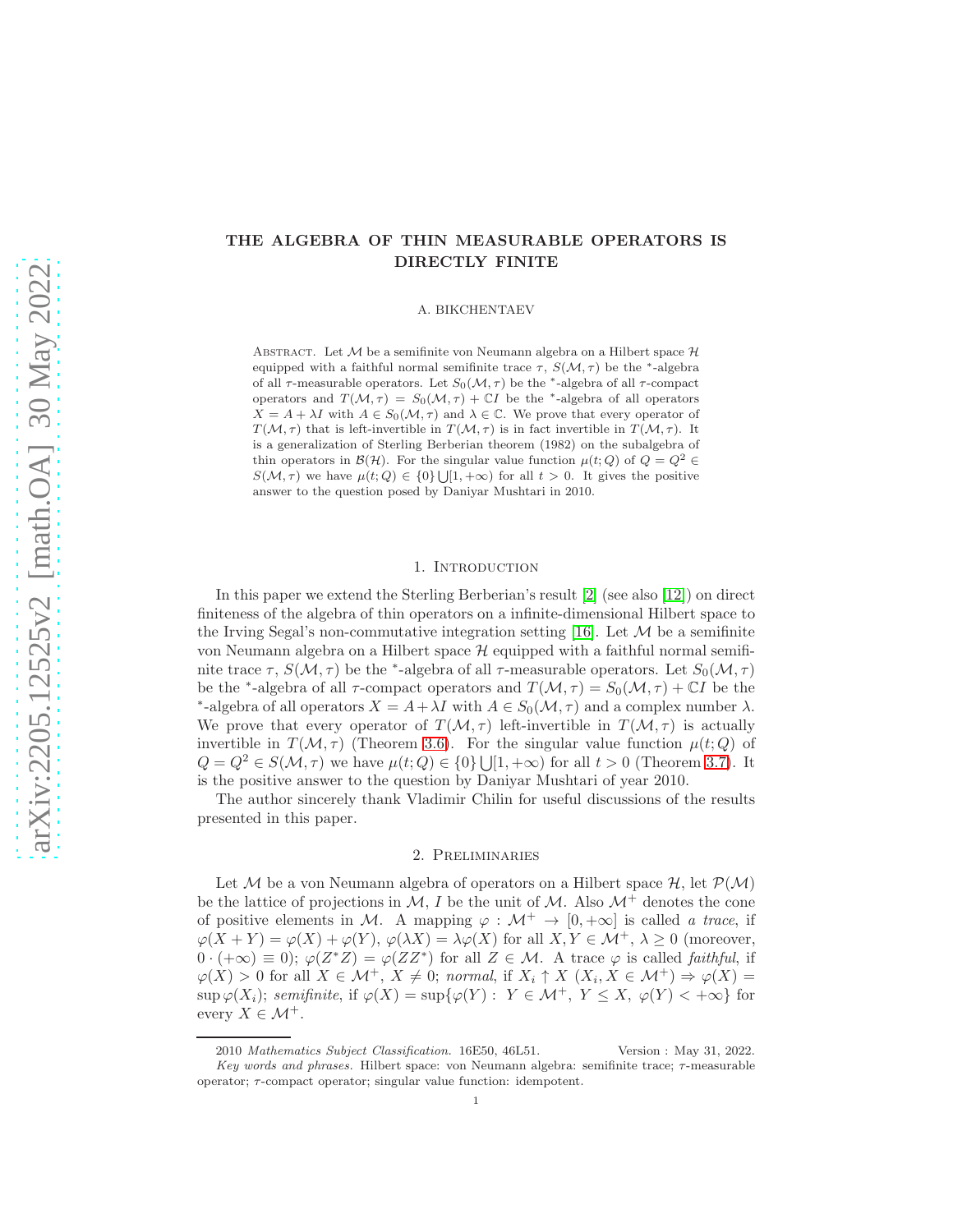# THE ALGEBRA OF THIN MEASURABLE OPERATORS IS DIRECTLY FINITE

A. BIKCHENTAEV

Abstract. Let $\mathcal{M}$ be a semifinite von Neumann algebra on a Hilbert space $\mathcal{H}$ equipped with a faithful normal semifinite trace $\tau$, $S(\mathcal{M},\tau)$ be the $^*$-algebra of all $\tau$-measurable operators. Let $S_0(\mathcal{M},\tau)$ be the $^*$-algebra of all $\tau$-compact operators and $T(\mathcal{M},\tau) = S_0(\mathcal{M},\tau) + \mathbb{C}I$ be the $^*$-algebra of all operators $X = A + \lambda I$ with $A \in S_0(\mathcal{M},\tau)$ and $\lambda \in \mathbb{C}$. We prove that every operator of $T(\mathcal{M},\tau)$ that is left-invertible in $T(\mathcal{M},\tau)$ is in fact invertible in $T(\mathcal{M},\tau)$. It is a generalization of Sterling Berberian theorem (1982) on the subalgebra of thin operators in $\mathcal{B}(\mathcal{H})$. For the singular value function $\mu(t;Q)$ of $Q = Q^2 \in S(\mathcal{M},\tau)$ we have $\mu(t;Q) \in \{0\} \bigcup [1,+\infty)$ for all $t > 0$. It gives the positive answer to the question posed by Daniyar Mushtari in 2010.

## 1. Introduction

In this paper we extend the Sterling Berberian's result [2] (see also [12]) on direct finiteness of the algebra of thin operators on a infinite-dimensional Hilbert space to the Irving Segal's non-commutative integration setting [16]. Let $\mathcal{M}$ be a semifinite von Neumann algebra on a Hilbert space $\mathcal{H}$ equipped with a faithful normal semifinite trace $\tau$, $S(\mathcal{M},\tau)$ be the $^*$-algebra of all $\tau$-measurable operators. Let $S_0(\mathcal{M},\tau)$ be the $^*$-algebra of all $\tau$-compact operators and $T(\mathcal{M},\tau) = S_0(\mathcal{M},\tau) + \mathbb{C}I$ be the $^*$-algebra of all operators $X = A+\lambda I$ with $A \in S_0(\mathcal{M},\tau)$ and a complex number $\lambda$. We prove that every operator of $T(\mathcal{M},\tau)$ left-invertible in $T(\mathcal{M},\tau)$ is actually invertible in $T(\mathcal{M},\tau)$ (Theorem 3.6). For the singular value function $\mu(t;Q)$ of $Q = Q^2 \in S(\mathcal{M},\tau)$ we have $\mu(t;Q) \in \{0\} \bigcup [1,+\infty)$ for all $t > 0$ (Theorem 3.7). It is the positive answer to the question by Daniyar Mushtari of year 2010.

The author sincerely thank Vladimir Chilin for useful discussions of the results presented in this paper.

## 2. Preliminaries

Let $\mathcal{M}$ be a von Neumann algebra of operators on a Hilbert space $\mathcal{H}$, let $\mathcal{P}(\mathcal{M})$ be the lattice of projections in $\mathcal{M}$, $I$ be the unit of $\mathcal{M}$. Also $\mathcal{M}^+$ denotes the cone of positive elements in $\mathcal{M}$. A mapping $\varphi : \mathcal{M}^+ \to [0,+\infty]$ is called *a trace*, if $\varphi(X+Y) = \varphi(X) + \varphi(Y)$, $\varphi(\lambda X) = \lambda\varphi(X)$ for all $X, Y \in \mathcal{M}^+$, $\lambda \ge 0$ (moreover, $0 \cdot (+\infty) \equiv 0$); $\varphi(Z^*Z) = \varphi(ZZ^*)$ for all $Z \in \mathcal{M}$. A trace $\varphi$ is called *faithful*, if $\varphi(X) > 0$ for all $X \in \mathcal{M}^+$, $X \neq 0$; *normal*, if $X_i \uparrow X$ ($X_i, X \in \mathcal{M}^+$) $\Rightarrow \varphi(X) = \sup \varphi(X_i)$; *semifinite*, if $\varphi(X) = \sup\{\varphi(Y) : Y \in \mathcal{M}^+, Y \le X, \varphi(Y) < +\infty\}$ for every $X \in \mathcal{M}^+$.

2010 *Mathematics Subject Classification.* 16E50, 46L51. Version : May 31, 2022.

*Key words and phrases.* Hilbert space: von Neumann algebra: semifinite trace; $\tau$-measurable operator; $\tau$-compact operator; singular value function: idempotent.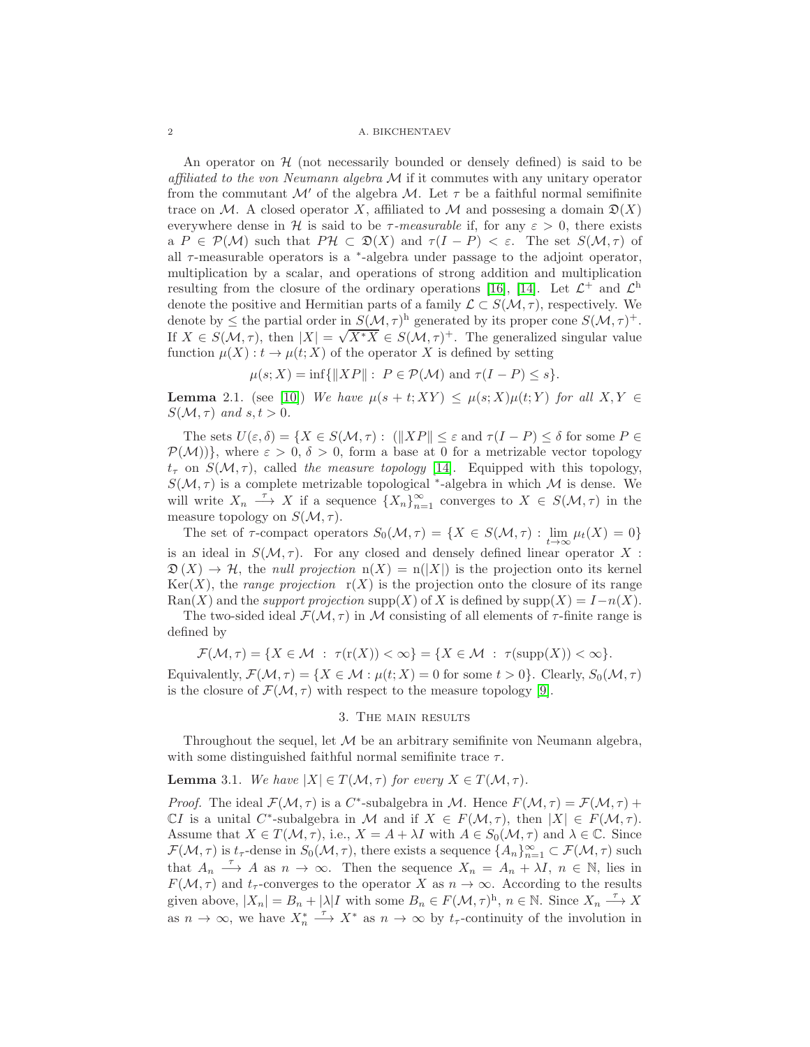An operator on $\mathcal{H}$ (not necessarily bounded or densely defined) is said to be *affiliated to the von Neumann algebra* $\mathcal{M}$ if it commutes with any unitary operator from the commutant $\mathcal{M}'$ of the algebra $\mathcal{M}$. Let $\tau$ be a faithful normal semifinite trace on $\mathcal{M}$. A closed operator $X$, affiliated to $\mathcal{M}$ and possesing a domain $\mathfrak{D}(X)$ everywhere dense in $\mathcal{H}$ is said to be $\tau$*-measurable* if, for any $\varepsilon > 0$, there exists a $P \in \mathcal{P}(\mathcal{M})$ such that $P\mathcal{H} \subset \mathfrak{D}(X)$ and $\tau(I - P) < \varepsilon$. The set $S(\mathcal{M}, \tau)$ of all $\tau$-measurable operators is a $^*$-algebra under passage to the adjoint operator, multiplication by a scalar, and operations of strong addition and multiplication resulting from the closure of the ordinary operations [16], [14]. Let $\mathcal{L}^+$ and $\mathcal{L}^{\mathrm{h}}$ denote the positive and Hermitian parts of a family $\mathcal{L} \subset S(\mathcal{M}, \tau)$, respectively. We denote by $\leq$ the partial order in $S(\mathcal{M}, \tau)^{\mathrm{h}}$ generated by its proper cone $S(\mathcal{M}, \tau)^+$. If $X \in S(\mathcal{M}, \tau)$, then $|X| = \sqrt{X^*X} \in S(\mathcal{M}, \tau)^+$. The generalized singular value function $\mu(X) : t \to \mu(t; X)$ of the operator $X$ is defined by setting

$$\mu(s; X) = \inf\{\|XP\| : \ P \in \mathcal{P}(\mathcal{M}) \text{ and } \tau(I - P) \leq s\}.$$

**Lemma** 2.1. (see [10]) *We have $\mu(s + t; XY) \leq \mu(s; X)\mu(t; Y)$ for all $X, Y \in S(\mathcal{M}, \tau)$ and $s, t > 0$.*

The sets $U(\varepsilon, \delta) = \{X \in S(\mathcal{M}, \tau) : \ (\|XP\| \leq \varepsilon \text{ and } \tau(I - P) \leq \delta \text{ for some } P \in \mathcal{P}(\mathcal{M}))\}$, where $\varepsilon > 0$, $\delta > 0$, form a base at 0 for a metrizable vector topology $t_\tau$ on $S(\mathcal{M}, \tau)$, called *the measure topology* [14]. Equipped with this topology, $S(\mathcal{M}, \tau)$ is a complete metrizable topological $^*$-algebra in which $\mathcal{M}$ is dense. We will write $X_n \xrightarrow{\tau} X$ if a sequence $\{X_n\}_{n=1}^\infty$ converges to $X \in S(\mathcal{M}, \tau)$ in the measure topology on $S(\mathcal{M}, \tau)$.

The set of $\tau$-compact operators $S_0(\mathcal{M}, \tau) = \{X \in S(\mathcal{M}, \tau) : \lim\limits_{t \to \infty} \mu_t(X) = 0\}$ is an ideal in $S(\mathcal{M}, \tau)$. For any closed and densely defined linear operator $X : \mathfrak{D}(X) \to \mathcal{H}$, the *null projection* $\mathrm{n}(X) = \mathrm{n}(|X|)$ is the projection onto its kernel $\mathrm{Ker}(X)$, the *range projection* $\mathrm{r}(X)$ is the projection onto the closure of its range $\mathrm{Ran}(X)$ and the *support projection* $\mathrm{supp}(X)$ of $X$ is defined by $\mathrm{supp}(X) = I - n(X)$.

The two-sided ideal $\mathcal{F}(\mathcal{M}, \tau)$ in $\mathcal{M}$ consisting of all elements of $\tau$-finite range is defined by

$$\mathcal{F}(\mathcal{M}, \tau) = \{X \in \mathcal{M} \ : \ \tau(\mathrm{r}(X)) < \infty\} = \{X \in \mathcal{M} \ : \ \tau(\mathrm{supp}(X)) < \infty\}.$$

Equivalently, $\mathcal{F}(\mathcal{M}, \tau) = \{X \in \mathcal{M} : \mu(t; X) = 0 \text{ for some } t > 0\}$. Clearly, $S_0(\mathcal{M}, \tau)$ is the closure of $\mathcal{F}(\mathcal{M}, \tau)$ with respect to the measure topology [9].

## 3. The main results

Throughout the sequel, let $\mathcal{M}$ be an arbitrary semifinite von Neumann algebra, with some distinguished faithful normal semifinite trace $\tau$.

**Lemma** 3.1. *We have $|X| \in T(\mathcal{M}, \tau)$ for every $X \in T(\mathcal{M}, \tau)$.*

*Proof.* The ideal $\mathcal{F}(\mathcal{M}, \tau)$ is a $C^*$-subalgebra in $\mathcal{M}$. Hence $F(\mathcal{M}, \tau) = \mathcal{F}(\mathcal{M}, \tau) + \mathbb{C}I$ is a unital $C^*$-subalgebra in $\mathcal{M}$ and if $X \in F(\mathcal{M}, \tau)$, then $|X| \in F(\mathcal{M}, \tau)$. Assume that $X \in T(\mathcal{M}, \tau)$, i.e., $X = A + \lambda I$ with $A \in S_0(\mathcal{M}, \tau)$ and $\lambda \in \mathbb{C}$. Since $\mathcal{F}(\mathcal{M}, \tau)$ is $t_\tau$-dense in $S_0(\mathcal{M}, \tau)$, there exists a sequence $\{A_n\}_{n=1}^\infty \subset \mathcal{F}(\mathcal{M}, \tau)$ such that $A_n \xrightarrow{\tau} A$ as $n \to \infty$. Then the sequence $X_n = A_n + \lambda I$, $n \in \mathbb{N}$, lies in $F(\mathcal{M}, \tau)$ and $t_\tau$-converges to the operator $X$ as $n \to \infty$. According to the results given above, $|X_n| = B_n + |\lambda| I$ with some $B_n \in F(\mathcal{M}, \tau)^{\mathrm{h}}$, $n \in \mathbb{N}$. Since $X_n \xrightarrow{\tau} X$ as $n \to \infty$, we have $X_n^* \xrightarrow{\tau} X^*$ as $n \to \infty$ by $t_\tau$-continuity of the involution in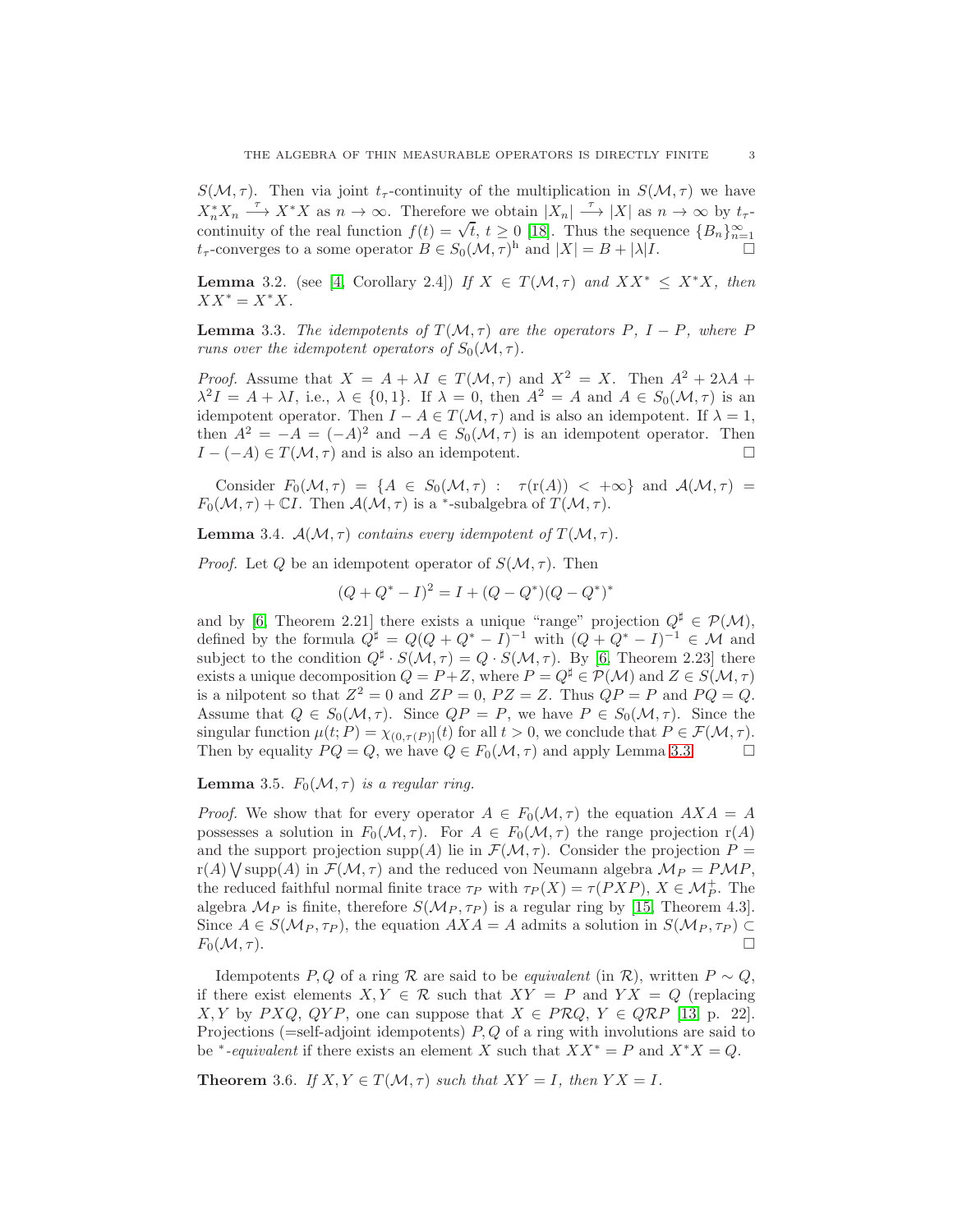$S(\mathcal{M},\tau)$. Then via joint $t_\tau$-continuity of the multiplication in $S(\mathcal{M},\tau)$ we have $X_n^*X_n \xrightarrow{\tau} X^*X$ as $n\to\infty$. Therefore we obtain $|X_n| \xrightarrow{\tau} |X|$ as $n\to\infty$ by $t_\tau$-continuity of the real function $f(t)=\sqrt{t}$, $t\geq 0$ [18]. Thus the sequence $\{B_n\}_{n=1}^\infty$ $t_\tau$-converges to a some operator $B\in S_0(\mathcal{M},\tau)^{\rm h}$ and $|X|=B+|\lambda|I$. □

**Lemma** 3.2. (see [4, Corollary 2.4]) *If $X\in T(\mathcal{M},\tau)$ and $XX^*\leq X^*X$, then $XX^*=X^*X$.*

**Lemma** 3.3. *The idempotents of $T(\mathcal{M},\tau)$ are the operators $P$, $I-P$, where $P$ runs over the idempotent operators of $S_0(\mathcal{M},\tau)$.*

*Proof.* Assume that $X=A+\lambda I\in T(\mathcal{M},\tau)$ and $X^2=X$. Then $A^2+2\lambda A+\lambda^2 I=A+\lambda I$, i.e., $\lambda\in\{0,1\}$. If $\lambda=0$, then $A^2=A$ and $A\in S_0(\mathcal{M},\tau)$ is an idempotent operator. Then $I-A\in T(\mathcal{M},\tau)$ and is also an idempotent. If $\lambda=1$, then $A^2=-A=(-A)^2$ and $-A\in S_0(\mathcal{M},\tau)$ is an idempotent operator. Then $I-(-A)\in T(\mathcal{M},\tau)$ and is also an idempotent. □

Consider $F_0(\mathcal{M},\tau)=\{A\in S_0(\mathcal{M},\tau):\ \tau(\mathrm{r}(A))<+\infty\}$ and $\mathcal{A}(\mathcal{M},\tau)=F_0(\mathcal{M},\tau)+\mathbb{C}I$. Then $\mathcal{A}(\mathcal{M},\tau)$ is a ${}^*$-subalgebra of $T(\mathcal{M},\tau)$.

**Lemma** 3.4. *$\mathcal{A}(\mathcal{M},\tau)$ contains every idempotent of $T(\mathcal{M},\tau)$.*

*Proof.* Let $Q$ be an idempotent operator of $S(\mathcal{M},\tau)$. Then

$$(Q+Q^*-I)^2=I+(Q-Q^*)(Q-Q^*)^*$$

and by [6, Theorem 2.21] there exists a unique "range" projection $Q^\sharp\in\mathcal{P}(\mathcal{M})$, defined by the formula $Q^\sharp=Q(Q+Q^*-I)^{-1}$ with $(Q+Q^*-I)^{-1}\in\mathcal{M}$ and subject to the condition $Q^\sharp\cdot S(\mathcal{M},\tau)=Q\cdot S(\mathcal{M},\tau)$. By [6, Theorem 2.23] there exists a unique decomposition $Q=P+Z$, where $P=Q^\sharp\in\mathcal{P}(\mathcal{M})$ and $Z\in S(\mathcal{M},\tau)$ is a nilpotent so that $Z^2=0$ and $ZP=0$, $PZ=Z$. Thus $QP=P$ and $PQ=Q$. Assume that $Q\in S_0(\mathcal{M},\tau)$. Since $QP=P$, we have $P\in S_0(\mathcal{M},\tau)$. Since the singular function $\mu(t;P)=\chi_{(0,\tau(P)]}(t)$ for all $t>0$, we conclude that $P\in\mathcal{F}(\mathcal{M},\tau)$. Then by equality $PQ=Q$, we have $Q\in F_0(\mathcal{M},\tau)$ and apply Lemma 3.3. □

**Lemma** 3.5. *$F_0(\mathcal{M},\tau)$ is a regular ring.*

*Proof.* We show that for every operator $A\in F_0(\mathcal{M},\tau)$ the equation $AXA=A$ possesses a solution in $F_0(\mathcal{M},\tau)$. For $A\in F_0(\mathcal{M},\tau)$ the range projection $\mathrm{r}(A)$ and the support projection $\mathrm{supp}(A)$ lie in $\mathcal{F}(\mathcal{M},\tau)$. Consider the projection $P=\mathrm{r}(A)\bigvee\mathrm{supp}(A)$ in $\mathcal{F}(\mathcal{M},\tau)$ and the reduced von Neumann algebra $\mathcal{M}_P=P\mathcal{M}P$, the reduced faithful normal finite trace $\tau_P$ with $\tau_P(X)=\tau(PXP)$, $X\in\mathcal{M}_P^+$. The algebra $\mathcal{M}_P$ is finite, therefore $S(\mathcal{M}_P,\tau_P)$ is a regular ring by [15, Theorem 4.3]. Since $A\in S(\mathcal{M}_P,\tau_P)$, the equation $AXA=A$ admits a solution in $S(\mathcal{M}_P,\tau_P)\subset F_0(\mathcal{M},\tau)$. □

Idempotents $P,Q$ of a ring $\mathcal{R}$ are said to be *equivalent* (in $\mathcal{R}$), written $P\sim Q$, if there exist elements $X,Y\in\mathcal{R}$ such that $XY=P$ and $YX=Q$ (replacing $X,Y$ by $PXQ$, $QYP$, one can suppose that $X\in P\mathcal{R}Q$, $Y\in Q\mathcal{R}P$ [13, p. 22]. Projections (=self-adjoint idempotents) $P,Q$ of a ring with involutions are said to be ${}^*$*-equivalent* if there exists an element $X$ such that $XX^*=P$ and $X^*X=Q$.

**Theorem** 3.6. *If $X,Y\in T(\mathcal{M},\tau)$ such that $XY=I$, then $YX=I$.*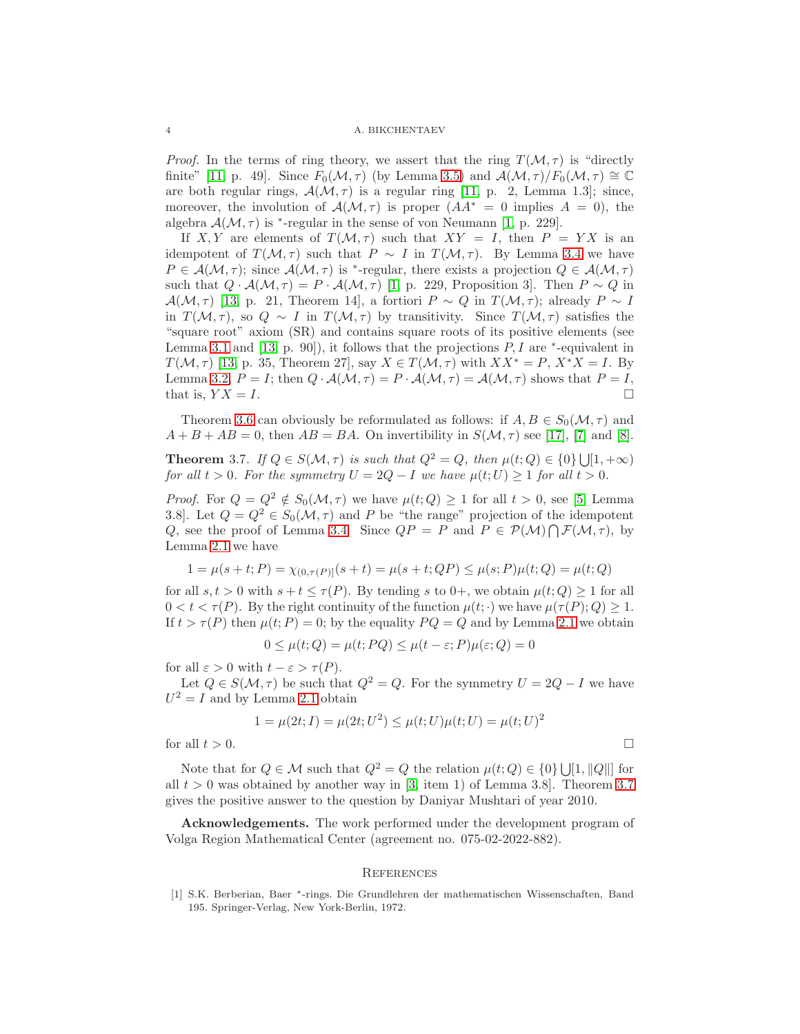*Proof.* In the terms of ring theory, we assert that the ring $T(\mathcal{M}, \tau)$ is "directly finite" [11, p. 49]. Since $F_0(\mathcal{M}, \tau)$ (by Lemma 3.5) and $\mathcal{A}(\mathcal{M}, \tau)/F_0(\mathcal{M}, \tau) \cong \mathbb{C}$ are both regular rings, $\mathcal{A}(\mathcal{M}, \tau)$ is a regular ring [11, p. 2, Lemma 1.3]; since, moreover, the involution of $\mathcal{A}(\mathcal{M}, \tau)$ is proper ($AA^* = 0$ implies $A = 0$), the algebra $\mathcal{A}(\mathcal{M}, \tau)$ is $^*$-regular in the sense of von Neumann [1, p. 229].

If $X, Y$ are elements of $T(\mathcal{M}, \tau)$ such that $XY = I$, then $P = YX$ is an idempotent of $T(\mathcal{M}, \tau)$ such that $P \sim I$ in $T(\mathcal{M}, \tau)$. By Lemma 3.4 we have $P \in \mathcal{A}(\mathcal{M}, \tau)$; since $\mathcal{A}(\mathcal{M}, \tau)$ is $^*$-regular, there exists a projection $Q \in \mathcal{A}(\mathcal{M}, \tau)$ such that $Q \cdot \mathcal{A}(\mathcal{M}, \tau) = P \cdot \mathcal{A}(\mathcal{M}, \tau)$ [1, p. 229, Proposition 3]. Then $P \sim Q$ in $\mathcal{A}(\mathcal{M}, \tau)$ [13, p. 21, Theorem 14], a fortiori $P \sim Q$ in $T(\mathcal{M}, \tau)$; already $P \sim I$ in $T(\mathcal{M}, \tau)$, so $Q \sim I$ in $T(\mathcal{M}, \tau)$ by transitivity. Since $T(\mathcal{M}, \tau)$ satisfies the "square root" axiom (SR) and contains square roots of its positive elements (see Lemma 3.1 and [13, p. 90]), it follows that the projections $P, I$ are $^*$-equivalent in $T(\mathcal{M}, \tau)$ [13, p. 35, Theorem 27], say $X \in T(\mathcal{M}, \tau)$ with $XX^* = P$, $X^*X = I$. By Lemma 3.2, $P = I$; then $Q \cdot \mathcal{A}(\mathcal{M}, \tau) = P \cdot \mathcal{A}(\mathcal{M}, \tau) = \mathcal{A}(\mathcal{M}, \tau)$ shows that $P = I$, that is, $YX = I$. $\square$

Theorem 3.6 can obviously be reformulated as follows: if $A, B \in S_0(\mathcal{M}, \tau)$ and $A + B + AB = 0$, then $AB = BA$. On invertibility in $S(\mathcal{M}, \tau)$ see [17], [7] and [8].

**Theorem 3.7.** *If $Q \in S(\mathcal{M}, \tau)$ is such that $Q^2 = Q$, then $\mu(t; Q) \in \{0\} \bigcup [1, +\infty)$ for all $t > 0$. For the symmetry $U = 2Q - I$ we have $\mu(t; U) \geq 1$ for all $t > 0$.*

*Proof.* For $Q = Q^2 \notin S_0(\mathcal{M}, \tau)$ we have $\mu(t; Q) \geq 1$ for all $t > 0$, see [5, Lemma 3.8]. Let $Q = Q^2 \in S_0(\mathcal{M}, \tau)$ and $P$ be "the range" projection of the idempotent $Q$, see the proof of Lemma 3.4. Since $QP = P$ and $P \in \mathcal{P}(\mathcal{M}) \bigcap \mathcal{F}(\mathcal{M}, \tau)$, by Lemma 2.1 we have

$$1 = \mu(s + t; P) = \chi_{(0, \tau(P)]}(s + t) = \mu(s + t; QP) \leq \mu(s; P)\mu(t; Q) = \mu(t; Q)$$

for all $s, t > 0$ with $s + t \leq \tau(P)$. By tending $s$ to $0+$, we obtain $\mu(t; Q) \geq 1$ for all $0 < t < \tau(P)$. By the right continuity of the function $\mu(t; \cdot)$ we have $\mu(\tau(P); Q) \geq 1$. If $t > \tau(P)$ then $\mu(t; P) = 0$; by the equality $PQ = Q$ and by Lemma 2.1 we obtain

$$0 \leq \mu(t; Q) = \mu(t; PQ) \leq \mu(t - \varepsilon; P)\mu(\varepsilon; Q) = 0$$

for all $\varepsilon > 0$ with $t - \varepsilon > \tau(P)$.

Let $Q \in S(\mathcal{M}, \tau)$ be such that $Q^2 = Q$. For the symmetry $U = 2Q - I$ we have $U^2 = I$ and by Lemma 2.1 obtain

$$1 = \mu(2t; I) = \mu(2t; U^2) \leq \mu(t; U)\mu(t; U) = \mu(t; U)^2$$

for all $t > 0$. $\square$

Note that for $Q \in \mathcal{M}$ such that $Q^2 = Q$ the relation $\mu(t; Q) \in \{0\} \bigcup [1, \|Q\|]$ for all $t > 0$ was obtained by another way in [3, item 1) of Lemma 3.8]. Theorem 3.7 gives the positive answer to the question by Daniyar Mushtari of year 2010.

**Acknowledgements.** The work performed under the development program of Volga Region Mathematical Center (agreement no. 075-02-2022-882).

## References

[1] S.K. Berberian, Baer $^*$-rings. Die Grundlehren der mathematischen Wissenschaften, Band 195. Springer-Verlag, New York-Berlin, 1972.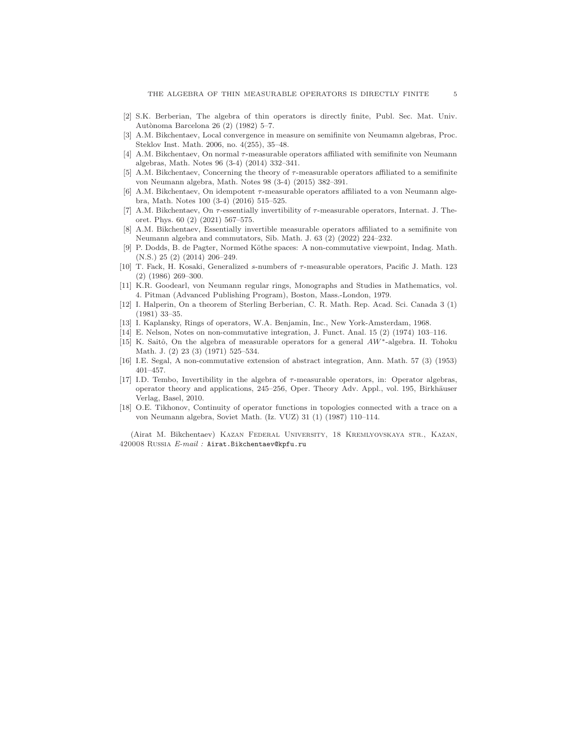[2] S.K. Berberian, The algebra of thin operators is directly finite, Publ. Sec. Mat. Univ. Autònoma Barcelona 26 (2) (1982) 5–7.

[3] A.M. Bikchentaev, Local convergence in measure on semifinite von Neumann algebras, Proc. Steklov Inst. Math. 2006, no. 4(255), 35–48.

[4] A.M. Bikchentaev, On normal $\tau$-measurable operators affiliated with semifinite von Neumann algebras, Math. Notes 96 (3-4) (2014) 332–341.

[5] A.M. Bikchentaev, Concerning the theory of $\tau$-measurable operators affiliated to a semifinite von Neumann algebra, Math. Notes 98 (3-4) (2015) 382–391.

[6] A.M. Bikchentaev, On idempotent $\tau$-measurable operators affiliated to a von Neumann algebra, Math. Notes 100 (3-4) (2016) 515–525.

[7] A.M. Bikchentaev, On $\tau$-essentially invertibility of $\tau$-measurable operators, Internat. J. Theoret. Phys. 60 (2) (2021) 567–575.

[8] A.M. Bikchentaev, Essentially invertible measurable operators affiliated to a semifinite von Neumann algebra and commutators, Sib. Math. J. 63 (2) (2022) 224–232.

[9] P. Dodds, B. de Pagter, Normed Köthe spaces: A non-commutative viewpoint, Indag. Math. (N.S.) 25 (2) (2014) 206–249.

[10] T. Fack, H. Kosaki, Generalized $s$-numbers of $\tau$-measurable operators, Pacific J. Math. 123 (2) (1986) 269–300.

[11] K.R. Goodearl, von Neumann regular rings, Monographs and Studies in Mathematics, vol. 4. Pitman (Advanced Publishing Program), Boston, Mass.-London, 1979.

[12] I. Halperin, On a theorem of Sterling Berberian, C. R. Math. Rep. Acad. Sci. Canada 3 (1) (1981) 33–35.

[13] I. Kaplansky, Rings of operators, W.A. Benjamin, Inc., New York-Amsterdam, 1968.

[14] E. Nelson, Notes on non-commutative integration, J. Funct. Anal. 15 (2) (1974) 103–116.

[15] K. Saitô, On the algebra of measurable operators for a general $AW^*$-algebra. II. Tohoku Math. J. (2) 23 (3) (1971) 525–534.

[16] I.E. Segal, A non-commutative extension of abstract integration, Ann. Math. 57 (3) (1953) 401–457.

[17] I.D. Tembo, Invertibility in the algebra of $\tau$-measurable operators, in: Operator algebras, operator theory and applications, 245–256, Oper. Theory Adv. Appl., vol. 195, Birkhäuser Verlag, Basel, 2010.

[18] O.E. Tikhonov, Continuity of operator functions in topologies connected with a trace on a von Neumann algebra, Soviet Math. (Iz. VUZ) 31 (1) (1987) 110–114.

(Airat M. Bikchentaev) Kazan Federal University, 18 Kremlyovskaya str., Kazan, 420008 Russia *E-mail :* Airat.Bikchentaev@kpfu.ru